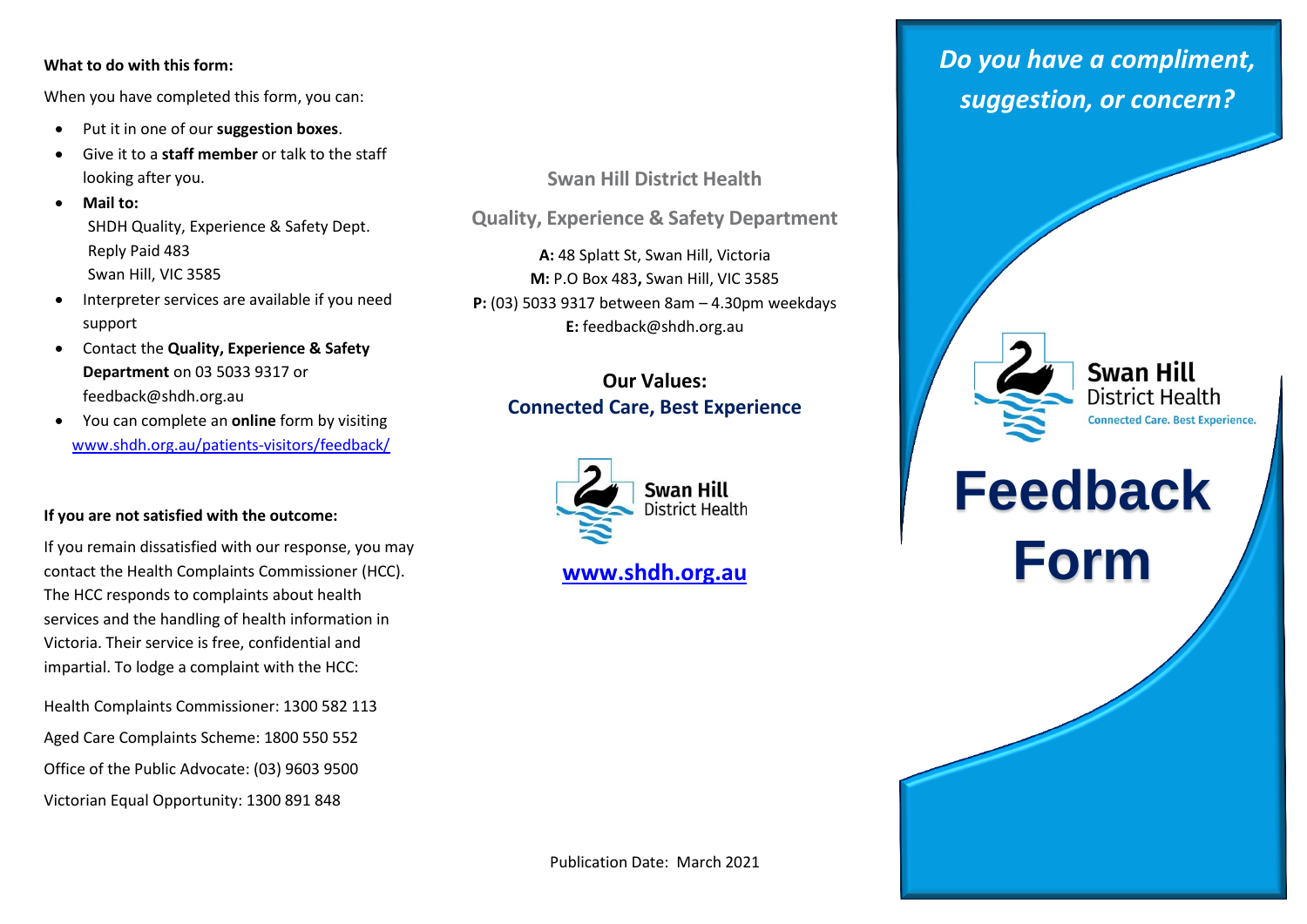**What to do with this form:**

When you have completed this form, you can:

- Put it in one of our **suggestion boxes**.
- Give it to a **staff member** or talk to the staff looking after you.
- **Mail to:**
  SHDH Quality, Experience & Safety Dept.
  Reply Paid 483
  Swan Hill, VIC 3585
- Interpreter services are available if you need support
- Contact the **Quality, Experience & Safety Department** on 03 5033 9317 or feedback@shdh.org.au
- You can complete an **online** form by visiting [www.shdh.org.au/patients-visitors/feedback/](www.shdh.org.au/patients-visitors/feedback/)

**If you are not satisfied with the outcome:**

If you remain dissatisfied with our response, you may contact the Health Complaints Commissioner (HCC). The HCC responds to complaints about health services and the handling of health information in Victoria. Their service is free, confidential and impartial. To lodge a complaint with the HCC:

Health Complaints Commissioner: 1300 582 113

Aged Care Complaints Scheme: 1800 550 552

Office of the Public Advocate: (03) 9603 9500

Victorian Equal Opportunity: 1300 891 848

## Swan Hill District Health

## Quality, Experience & Safety Department

**A:** 48 Splatt St, Swan Hill, Victoria
**M:** P.O Box 483**,** Swan Hill, VIC 3585
**P:** (03) 5033 9317 between 8am – 4.30pm weekdays
**E:** feedback@shdh.org.au

**Our Values:**
**Connected Care, Best Experience**

Swan Hill District Health

**[www.shdh.org.au](www.shdh.org.au)**

Publication Date: March 2021

*Do you have a compliment, suggestion, or concern?*

Swan Hill District Health
Connected Care. Best Experience.

# Feedback Form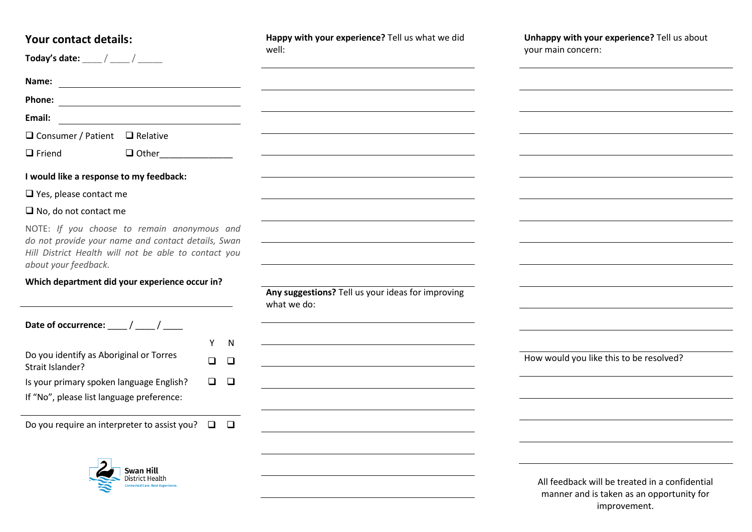## Your contact details:

**Today's date:** ____ / ____ / _____

**Name:** ________________________________

**Phone:** ________________________________

**Email:** ________________________________

❑ Consumer / Patient ❑ Relative

❑ Friend ❑ Other_______________

**I would like a response to my feedback:**

❑ Yes, please contact me

❑ No, do not contact me

NOTE: *If you choose to remain anonymous and do not provide your name and contact details, Swan Hill District Health will not be able to contact you about your feedback.*

**Which department did your experience occur in?**

________________________________

**Date of occurrence:** ____ / ____ / ____

| | Y | N |
|---|---|---|
| Do you identify as Aboriginal or Torres Strait Islander? | ❑ | ❑ |
| Is your primary spoken language English? | ❑ | ❑ |
| If "No", please list language preference: | | |
| Do you require an interpreter to assist you? | ❑ | ❑ |

Swan Hill District Health
Connected Care. Best Experience.

**Happy with your experience?** Tell us what we did well:

________________________________

**Any suggestions?** Tell us your ideas for improving what we do:

________________________________

**Unhappy with your experience?** Tell us about your main concern:

________________________________

How would you like this to be resolved?

________________________________

All feedback will be treated in a confidential manner and is taken as an opportunity for improvement.